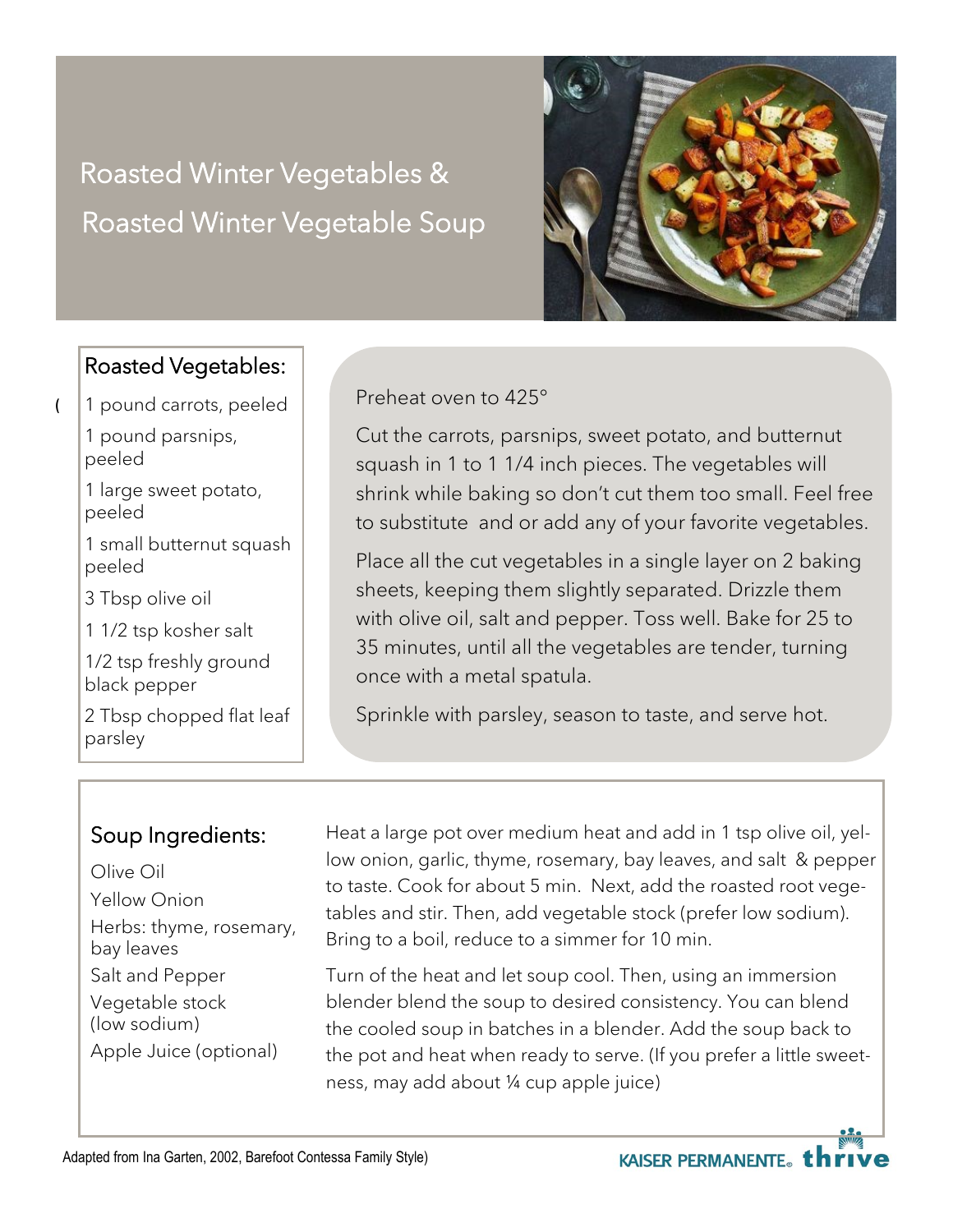# Roasted Winter Vegetables & Roasted Winter Vegetable Soup

## Roasted Vegetables:

- 1 pound carrots, peeled
- 1 pound parsnips, peeled
- 1 large sweet potato, peeled
- 1 small butternut squash peeled
- 3 Tbsp olive oil
- 1 1/2 tsp kosher salt
- 1/2 tsp freshly ground black pepper
- 2 Tbsp chopped flat leaf parsley

Preheat oven to 425°

Cut the carrots, parsnips, sweet potato, and butternut squash in 1 to 1 1/4 inch pieces. The vegetables will shrink while baking so don't cut them too small. Feel free to substitute and or add any of your favorite vegetables.

Place all the cut vegetables in a single layer on 2 baking sheets, keeping them slightly separated. Drizzle them with olive oil, salt and pepper. Toss well. Bake for 25 to 35 minutes, until all the vegetables are tender, turning once with a metal spatula.

Sprinkle with parsley, season to taste, and serve hot.

## Soup Ingredients:

- Olive Oil
- Yellow Onion
- Herbs: thyme, rosemary, bay leaves
- Salt and Pepper
- Vegetable stock (low sodium)
- Apple Juice (optional)

Heat a large pot over medium heat and add in 1 tsp olive oil, yellow onion, garlic, thyme, rosemary, bay leaves, and salt & pepper to taste. Cook for about 5 min. Next, add the roasted root vegetables and stir. Then, add vegetable stock (prefer low sodium). Bring to a boil, reduce to a simmer for 10 min.

Turn of the heat and let soup cool. Then, using an immersion blender blend the soup to desired consistency. You can blend the cooled soup in batches in a blender. Add the soup back to the pot and heat when ready to serve. (If you prefer a little sweetness, may add about ¼ cup apple juice)

Adapted from Ina Garten, 2002, Barefoot Contessa Family Style)

KAISER PERMANENTE® thrive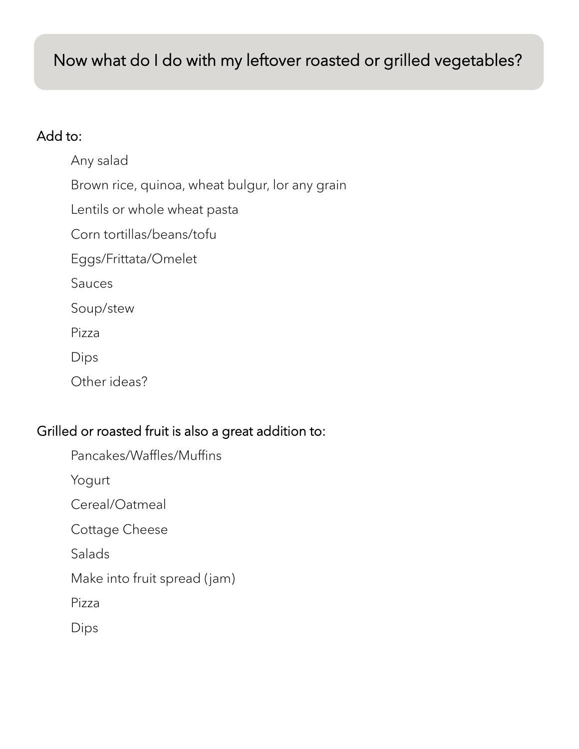## Now what do I do with my leftover roasted or grilled vegetables?

Add to:

- Any salad
- Brown rice, quinoa, wheat bulgur, lor any grain
- Lentils or whole wheat pasta
- Corn tortillas/beans/tofu
- Eggs/Frittata/Omelet
- Sauces
- Soup/stew
- Pizza
- Dips
- Other ideas?

Grilled or roasted fruit is also a great addition to:

- Pancakes/Waffles/Muffins
- Yogurt
- Cereal/Oatmeal
- Cottage Cheese
- Salads
- Make into fruit spread (jam)
- Pizza
- Dips